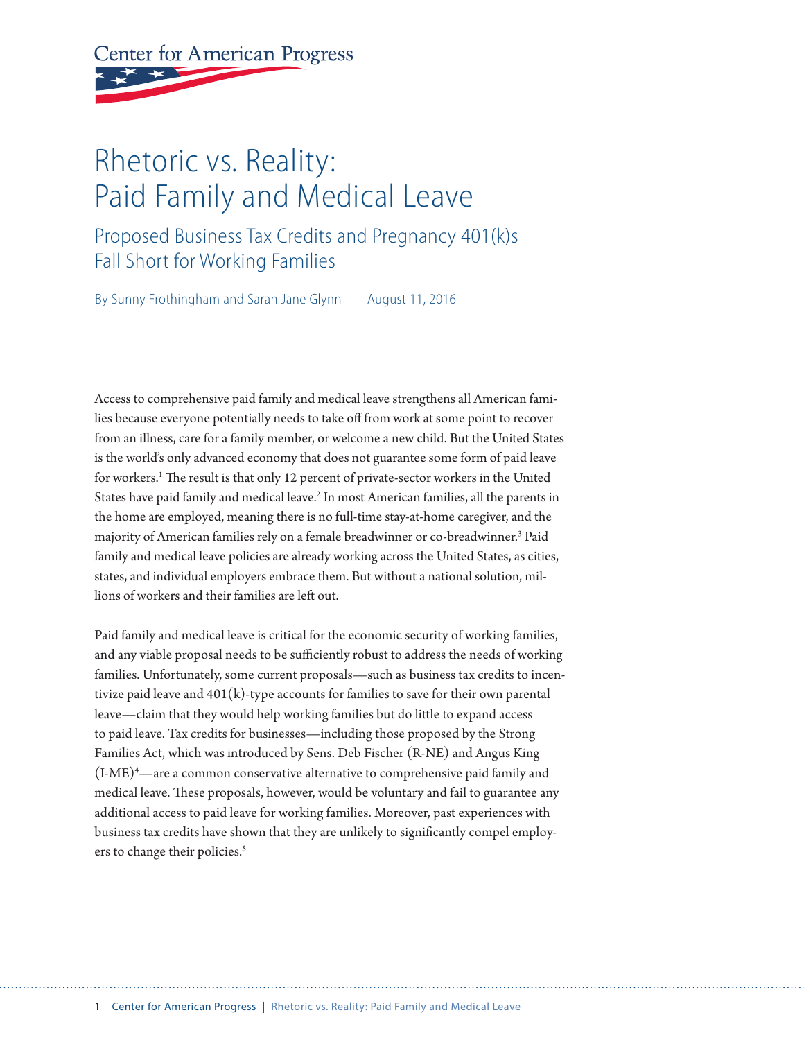Center for American Progress

# Rhetoric vs. Reality: Paid Family and Medical Leave

## Proposed Business Tax Credits and Pregnancy 401(k)s Fall Short for Working Families

By Sunny Frothingham and Sarah Jane Glynn    August 11, 2016

Access to comprehensive paid family and medical leave strengthens all American families because everyone potentially needs to take off from work at some point to recover from an illness, care for a family member, or welcome a new child. But the United States is the world's only advanced economy that does not guarantee some form of paid leave for workers.[1] The result is that only 12 percent of private-sector workers in the United States have paid family and medical leave.[2] In most American families, all the parents in the home are employed, meaning there is no full-time stay-at-home caregiver, and the majority of American families rely on a female breadwinner or co-breadwinner.[3] Paid family and medical leave policies are already working across the United States, as cities, states, and individual employers embrace them. But without a national solution, millions of workers and their families are left out.

Paid family and medical leave is critical for the economic security of working families, and any viable proposal needs to be sufficiently robust to address the needs of working families. Unfortunately, some current proposals—such as business tax credits to incentivize paid leave and 401(k)-type accounts for families to save for their own parental leave—claim that they would help working families but do little to expand access to paid leave. Tax credits for businesses—including those proposed by the Strong Families Act, which was introduced by Sens. Deb Fischer (R-NE) and Angus King (I-ME)[4]—are a common conservative alternative to comprehensive paid family and medical leave. These proposals, however, would be voluntary and fail to guarantee any additional access to paid leave for working families. Moreover, past experiences with business tax credits have shown that they are unlikely to significantly compel employers to change their policies.[5]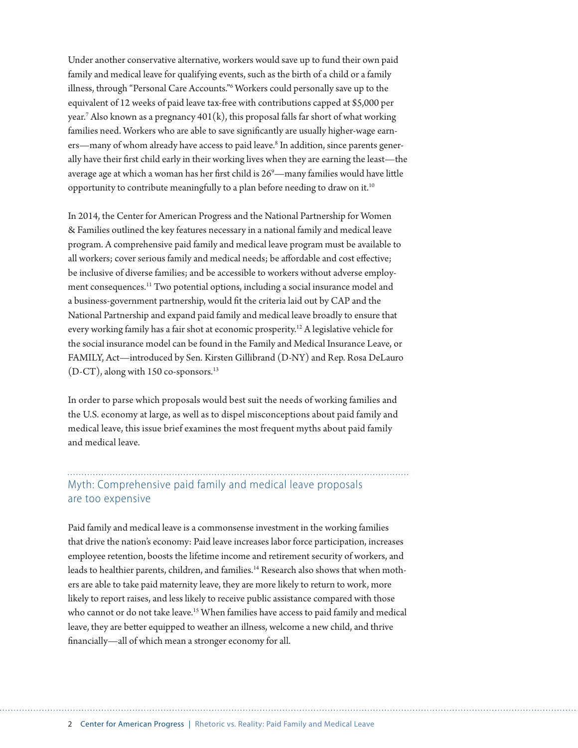Under another conservative alternative, workers would save up to fund their own paid family and medical leave for qualifying events, such as the birth of a child or a family illness, through "Personal Care Accounts."[6] Workers could personally save up to the equivalent of 12 weeks of paid leave tax-free with contributions capped at $5,000 per year.[7] Also known as a pregnancy 401(k), this proposal falls far short of what working families need. Workers who are able to save significantly are usually higher-wage earners—many of whom already have access to paid leave.[8] In addition, since parents generally have their first child early in their working lives when they are earning the least—the average age at which a woman has her first child is 26[9]—many families would have little opportunity to contribute meaningfully to a plan before needing to draw on it.[10]

In 2014, the Center for American Progress and the National Partnership for Women & Families outlined the key features necessary in a national family and medical leave program. A comprehensive paid family and medical leave program must be available to all workers; cover serious family and medical needs; be affordable and cost effective; be inclusive of diverse families; and be accessible to workers without adverse employment consequences.[11] Two potential options, including a social insurance model and a business-government partnership, would fit the criteria laid out by CAP and the National Partnership and expand paid family and medical leave broadly to ensure that every working family has a fair shot at economic prosperity.[12] A legislative vehicle for the social insurance model can be found in the Family and Medical Insurance Leave, or FAMILY, Act—introduced by Sen. Kirsten Gillibrand (D-NY) and Rep. Rosa DeLauro (D-CT), along with 150 co-sponsors.[13]

In order to parse which proposals would best suit the needs of working families and the U.S. economy at large, as well as to dispel misconceptions about paid family and medical leave, this issue brief examines the most frequent myths about paid family and medical leave.

## Myth: Comprehensive paid family and medical leave proposals are too expensive

Paid family and medical leave is a commonsense investment in the working families that drive the nation's economy: Paid leave increases labor force participation, increases employee retention, boosts the lifetime income and retirement security of workers, and leads to healthier parents, children, and families.[14] Research also shows that when mothers are able to take paid maternity leave, they are more likely to return to work, more likely to report raises, and less likely to receive public assistance compared with those who cannot or do not take leave.[15] When families have access to paid family and medical leave, they are better equipped to weather an illness, welcome a new child, and thrive financially—all of which mean a stronger economy for all.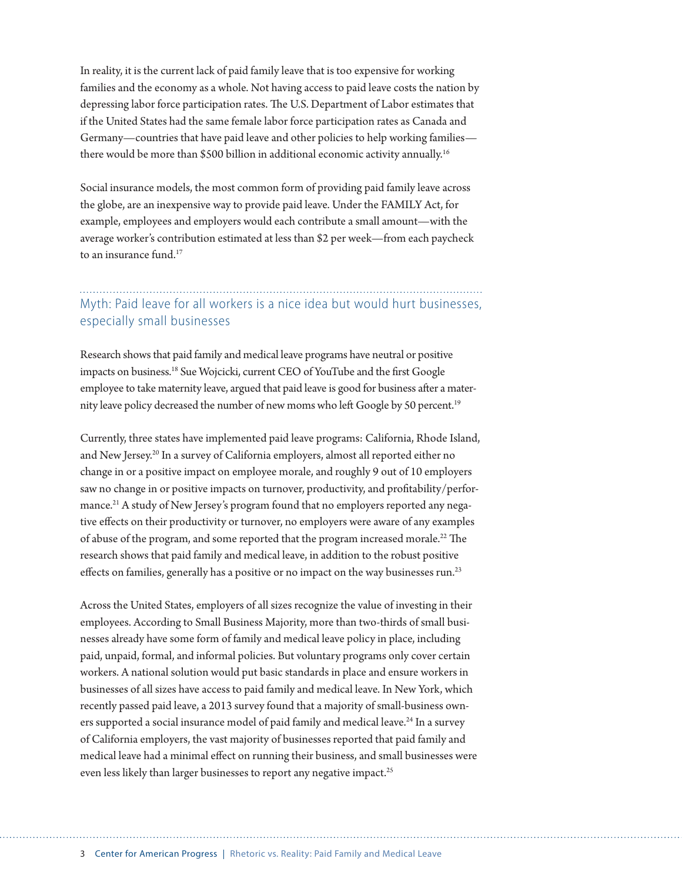In reality, it is the current lack of paid family leave that is too expensive for working families and the economy as a whole. Not having access to paid leave costs the nation by depressing labor force participation rates. The U.S. Department of Labor estimates that if the United States had the same female labor force participation rates as Canada and Germany—countries that have paid leave and other policies to help working families—there would be more than $500 billion in additional economic activity annually.[16]

Social insurance models, the most common form of providing paid family leave across the globe, are an inexpensive way to provide paid leave. Under the FAMILY Act, for example, employees and employers would each contribute a small amount—with the average worker's contribution estimated at less than $2 per week—from each paycheck to an insurance fund.[17]

## Myth: Paid leave for all workers is a nice idea but would hurt businesses, especially small businesses

Research shows that paid family and medical leave programs have neutral or positive impacts on business.[18] Sue Wojcicki, current CEO of YouTube and the first Google employee to take maternity leave, argued that paid leave is good for business after a maternity leave policy decreased the number of new moms who left Google by 50 percent.[19]

Currently, three states have implemented paid leave programs: California, Rhode Island, and New Jersey.[20] In a survey of California employers, almost all reported either no change in or a positive impact on employee morale, and roughly 9 out of 10 employers saw no change in or positive impacts on turnover, productivity, and profitability/performance.[21] A study of New Jersey's program found that no employers reported any negative effects on their productivity or turnover, no employers were aware of any examples of abuse of the program, and some reported that the program increased morale.[22] The research shows that paid family and medical leave, in addition to the robust positive effects on families, generally has a positive or no impact on the way businesses run.[23]

Across the United States, employers of all sizes recognize the value of investing in their employees. According to Small Business Majority, more than two-thirds of small businesses already have some form of family and medical leave policy in place, including paid, unpaid, formal, and informal policies. But voluntary programs only cover certain workers. A national solution would put basic standards in place and ensure workers in businesses of all sizes have access to paid family and medical leave. In New York, which recently passed paid leave, a 2013 survey found that a majority of small-business owners supported a social insurance model of paid family and medical leave.[24] In a survey of California employers, the vast majority of businesses reported that paid family and medical leave had a minimal effect on running their business, and small businesses were even less likely than larger businesses to report any negative impact.[25]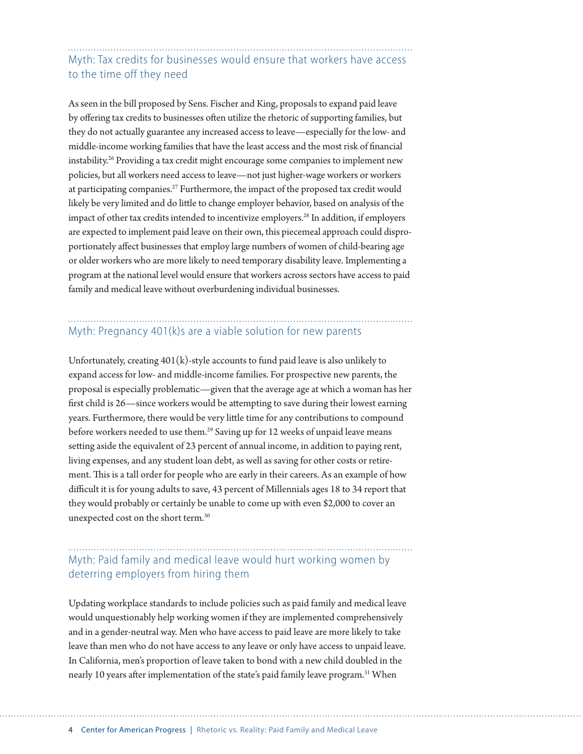## Myth: Tax credits for businesses would ensure that workers have access to the time off they need

As seen in the bill proposed by Sens. Fischer and King, proposals to expand paid leave by offering tax credits to businesses often utilize the rhetoric of supporting families, but they do not actually guarantee any increased access to leave—especially for the low- and middle-income working families that have the least access and the most risk of financial instability.[26] Providing a tax credit might encourage some companies to implement new policies, but all workers need access to leave—not just higher-wage workers or workers at participating companies.[27] Furthermore, the impact of the proposed tax credit would likely be very limited and do little to change employer behavior, based on analysis of the impact of other tax credits intended to incentivize employers.[28] In addition, if employers are expected to implement paid leave on their own, this piecemeal approach could disproportionately affect businesses that employ large numbers of women of child-bearing age or older workers who are more likely to need temporary disability leave. Implementing a program at the national level would ensure that workers across sectors have access to paid family and medical leave without overburdening individual businesses.

## Myth: Pregnancy 401(k)s are a viable solution for new parents

Unfortunately, creating 401(k)-style accounts to fund paid leave is also unlikely to expand access for low- and middle-income families. For prospective new parents, the proposal is especially problematic—given that the average age at which a woman has her first child is 26—since workers would be attempting to save during their lowest earning years. Furthermore, there would be very little time for any contributions to compound before workers needed to use them.[29] Saving up for 12 weeks of unpaid leave means setting aside the equivalent of 23 percent of annual income, in addition to paying rent, living expenses, and any student loan debt, as well as saving for other costs or retirement. This is a tall order for people who are early in their careers. As an example of how difficult it is for young adults to save, 43 percent of Millennials ages 18 to 34 report that they would probably or certainly be unable to come up with even $2,000 to cover an unexpected cost on the short term.[30]

## Myth: Paid family and medical leave would hurt working women by deterring employers from hiring them

Updating workplace standards to include policies such as paid family and medical leave would unquestionably help working women if they are implemented comprehensively and in a gender-neutral way. Men who have access to paid leave are more likely to take leave than men who do not have access to any leave or only have access to unpaid leave. In California, men's proportion of leave taken to bond with a new child doubled in the nearly 10 years after implementation of the state's paid family leave program.[31] When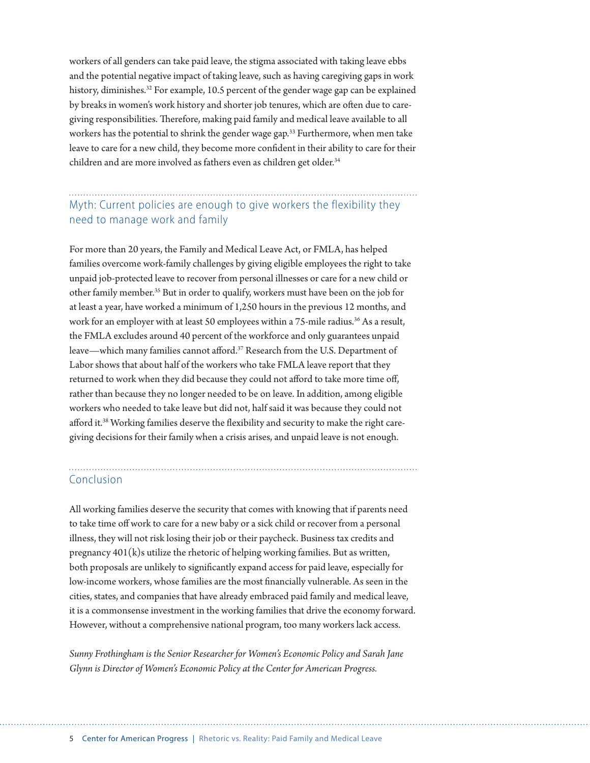workers of all genders can take paid leave, the stigma associated with taking leave ebbs and the potential negative impact of taking leave, such as having caregiving gaps in work history, diminishes.[32] For example, 10.5 percent of the gender wage gap can be explained by breaks in women's work history and shorter job tenures, which are often due to caregiving responsibilities. Therefore, making paid family and medical leave available to all workers has the potential to shrink the gender wage gap.[33] Furthermore, when men take leave to care for a new child, they become more confident in their ability to care for their children and are more involved as fathers even as children get older.[34]

## Myth: Current policies are enough to give workers the flexibility they need to manage work and family

For more than 20 years, the Family and Medical Leave Act, or FMLA, has helped families overcome work-family challenges by giving eligible employees the right to take unpaid job-protected leave to recover from personal illnesses or care for a new child or other family member.[35] But in order to qualify, workers must have been on the job for at least a year, have worked a minimum of 1,250 hours in the previous 12 months, and work for an employer with at least 50 employees within a 75-mile radius.[36] As a result, the FMLA excludes around 40 percent of the workforce and only guarantees unpaid leave—which many families cannot afford.[37] Research from the U.S. Department of Labor shows that about half of the workers who take FMLA leave report that they returned to work when they did because they could not afford to take more time off, rather than because they no longer needed to be on leave. In addition, among eligible workers who needed to take leave but did not, half said it was because they could not afford it.[38] Working families deserve the flexibility and security to make the right caregiving decisions for their family when a crisis arises, and unpaid leave is not enough.

## Conclusion

All working families deserve the security that comes with knowing that if parents need to take time off work to care for a new baby or a sick child or recover from a personal illness, they will not risk losing their job or their paycheck. Business tax credits and pregnancy 401(k)s utilize the rhetoric of helping working families. But as written, both proposals are unlikely to significantly expand access for paid leave, especially for low-income workers, whose families are the most financially vulnerable. As seen in the cities, states, and companies that have already embraced paid family and medical leave, it is a commonsense investment in the working families that drive the economy forward. However, without a comprehensive national program, too many workers lack access.

*Sunny Frothingham is the Senior Researcher for Women's Economic Policy and Sarah Jane Glynn is Director of Women's Economic Policy at the Center for American Progress.*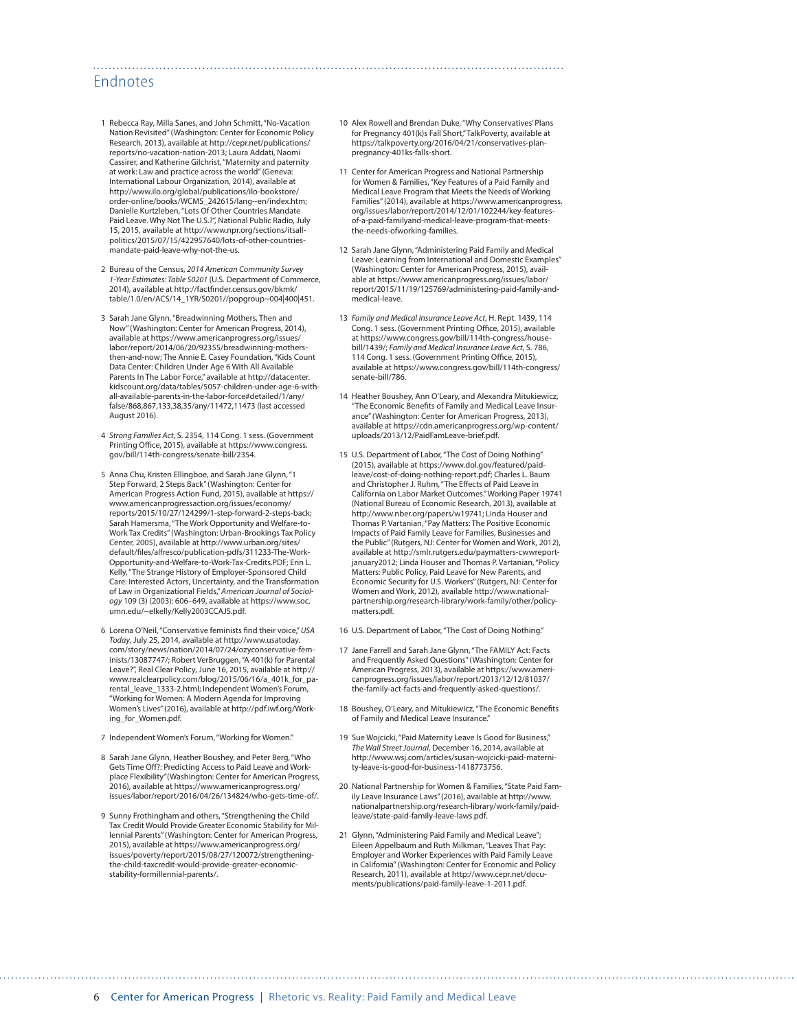## Endnotes

1. Rebecca Ray, Milla Sanes, and John Schmitt, "No-Vacation Nation Revisited" (Washington: Center for Economic Policy Research, 2013), available at http://cepr.net/publications/reports/no-vacation-nation-2013; Laura Addati, Naomi Cassirer, and Katherine Gilchrist, "Maternity and paternity at work: Law and practice across the world" (Geneva: International Labour Organization, 2014), available at http://www.ilo.org/global/publications/ilo-bookstore/order-online/books/WCMS_242615/lang--en/index.htm; Danielle Kurtzleben, "Lots Of Other Countries Mandate Paid Leave. Why Not The U.S.?", National Public Radio, July 15, 2015, available at http://www.npr.org/sections/itsallpolitics/2015/07/15/422957640/lots-of-other-countries-mandate-paid-leave-why-not-the-us.

2. Bureau of the Census, *2014 American Community Survey 1-Year Estimates: Table S0201* (U.S. Department of Commerce, 2014), available at http://factfinder.census.gov/bkmk/table/1.0/en/ACS/14_1YR/S0201//popgroup~004|400|451.

3. Sarah Jane Glynn, "Breadwinning Mothers, Then and Now" (Washington: Center for American Progress, 2014), available at https://www.americanprogress.org/issues/labor/report/2014/06/20/92355/breadwinning-mothers-then-and-now; The Annie E. Casey Foundation, "Kids Count Data Center: Children Under Age 6 With All Available Parents In The Labor Force," available at http://datacenter.kidscount.org/data/tables/5057-children-under-age-6-with-all-available-parents-in-the-labor-force#detailed/1/any/false/868,867,133,38,35/any/11472,11473 (last accessed August 2016).

4. *Strong Families Act*, S. 2354, 114 Cong. 1 sess. (Government Printing Office, 2015), available at https://www.congress.gov/bill/114th-congress/senate-bill/2354.

5. Anna Chu, Kristen Ellingboe, and Sarah Jane Glynn, "1 Step Forward, 2 Steps Back" (Washington: Center for American Progress Action Fund, 2015), available at https://www.americanprogressaction.org/issues/economy/reports/2015/10/27/124299/1-step-forward-2-steps-back; Sarah Hamersma, "The Work Opportunity and Welfare-to-Work Tax Credits" (Washington: Urban-Brookings Tax Policy Center, 2005), available at http://www.urban.org/sites/default/files/alfresco/publication-pdfs/311233-The-Work-Opportunity-and-Welfare-to-Work-Tax-Credits.PDF; Erin L. Kelly, "The Strange History of Employer-Sponsored Child Care: Interested Actors, Uncertainty, and the Transformation of Law in Organizational Fields," *American Journal of Sociology* 109 (3) (2003): 606–649, available at https://www.soc.umn.edu/~elkelly/Kelly2003CCAJS.pdf.

6. Lorena O'Neil, "Conservative feminists find their voice," *USA Today*, July 25, 2014, available at http://www.usatoday.com/story/news/nation/2014/07/24/ozyconservative-feminists/13087747/; Robert VerBruggen, "A 401(k) for Parental Leave?", Real Clear Policy, June 16, 2015, available at http://www.realclearpolicy.com/blog/2015/06/16/a_401k_for_parental_leave_1333-2.html; Independent Women's Forum, "Working for Women: A Modern Agenda for Improving Women's Lives" (2016), available at http://pdf.iwf.org/Working_for_Women.pdf.

7. Independent Women's Forum, "Working for Women."

8. Sarah Jane Glynn, Heather Boushey, and Peter Berg, "Who Gets Time Off?: Predicting Access to Paid Leave and Workplace Flexibility" (Washington: Center for American Progress, 2016), available at https://www.americanprogress.org/issues/labor/report/2016/04/26/134824/who-gets-time-of/.

9. Sunny Frothingham and others, "Strengthening the Child Tax Credit Would Provide Greater Economic Stability for Millennial Parents" (Washington: Center for American Progress, 2015), available at https://www.americanprogress.org/issues/poverty/report/2015/08/27/120072/strengthening-the-child-taxcredit-would-provide-greater-economic-stability-formillennial-parents/.

10. Alex Rowell and Brendan Duke, "Why Conservatives' Plans for Pregnancy 401(k)s Fall Short," TalkPoverty, available at https://talkpoverty.org/2016/04/21/conservatives-plan-pregnancy-401ks-falls-short.

11. Center for American Progress and National Partnership for Women & Families, "Key Features of a Paid Family and Medical Leave Program that Meets the Needs of Working Families" (2014), available at https://www.americanprogress.org/issues/labor/report/2014/12/01/102244/key-features-of-a-paid-familyand-medical-leave-program-that-meets-the-needs-ofworking-families.

12. Sarah Jane Glynn, "Administering Paid Family and Medical Leave: Learning from International and Domestic Examples" (Washington: Center for American Progress, 2015), available at https://www.americanprogress.org/issues/labor/report/2015/11/19/125769/administering-paid-family-and-medical-leave.

13. *Family and Medical Insurance Leave Act*, H. Rept. 1439, 114 Cong. 1 sess. (Government Printing Office, 2015), available at https://www.congress.gov/bill/114th-congress/house-bill/1439/; *Family and Medical Insurance Leave Act*, S. 786, 114 Cong. 1 sess. (Government Printing Office, 2015), available at https://www.congress.gov/bill/114th-congress/senate-bill/786.

14. Heather Boushey, Ann O'Leary, and Alexandra Mitukiewicz, "The Economic Benefits of Family and Medical Leave Insurance" (Washington: Center for American Progress, 2013), available at https://cdn.americanprogress.org/wp-content/uploads/2013/12/PaidFamLeave-brief.pdf.

15. U.S. Department of Labor, "The Cost of Doing Nothing" (2015), available at https://www.dol.gov/featured/paid-leave/cost-of-doing-nothing-report.pdf; Charles L. Baum and Christopher J. Ruhm, "The Effects of Paid Leave in California on Labor Market Outcomes." Working Paper 19741 (National Bureau of Economic Research, 2013), available at http://www.nber.org/papers/w19741; Linda Houser and Thomas P. Vartanian, "Pay Matters: The Positive Economic Impacts of Paid Family Leave for Families, Businesses and the Public" (Rutgers, NJ: Center for Women and Work, 2012), available at http://smlr.rutgers.edu/paymatters-cwwreport-january2012; Linda Houser and Thomas P. Vartanian, "Policy Matters: Public Policy, Paid Leave for New Parents, and Economic Security for U.S. Workers" (Rutgers, NJ: Center for Women and Work, 2012), available http://www.nationalpartnership.org/research-library/work-family/other/policy-matters.pdf.

16. U.S. Department of Labor, "The Cost of Doing Nothing."

17. Jane Farrell and Sarah Jane Glynn, "The FAMILY Act: Facts and Frequently Asked Questions" (Washington: Center for American Progress, 2013), available at https://www.americanprogress.org/issues/labor/report/2013/12/12/81037/the-family-act-facts-and-frequently-asked-questions/.

18. Boushey, O'Leary, and Mitukiewicz, "The Economic Benefits of Family and Medical Leave Insurance."

19. Sue Wojcicki, "Paid Maternity Leave Is Good for Business," *The Wall Street Journal*, December 16, 2014, available at http://www.wsj.com/articles/susan-wojcicki-paid-maternity-leave-is-good-for-business-1418773756.

20. National Partnership for Women & Families, "State Paid Family Leave Insurance Laws" (2016), available at http://www.nationalpartnership.org/research-library/work-family/paid-leave/state-paid-family-leave-laws.pdf.

21. Glynn, "Administering Paid Family and Medical Leave"; Eileen Appelbaum and Ruth Milkman, "Leaves That Pay: Employer and Worker Experiences with Paid Family Leave in California" (Washington: Center for Economic and Policy Research, 2011), available at http://www.cepr.net/documents/publications/paid-family-leave-1-2011.pdf.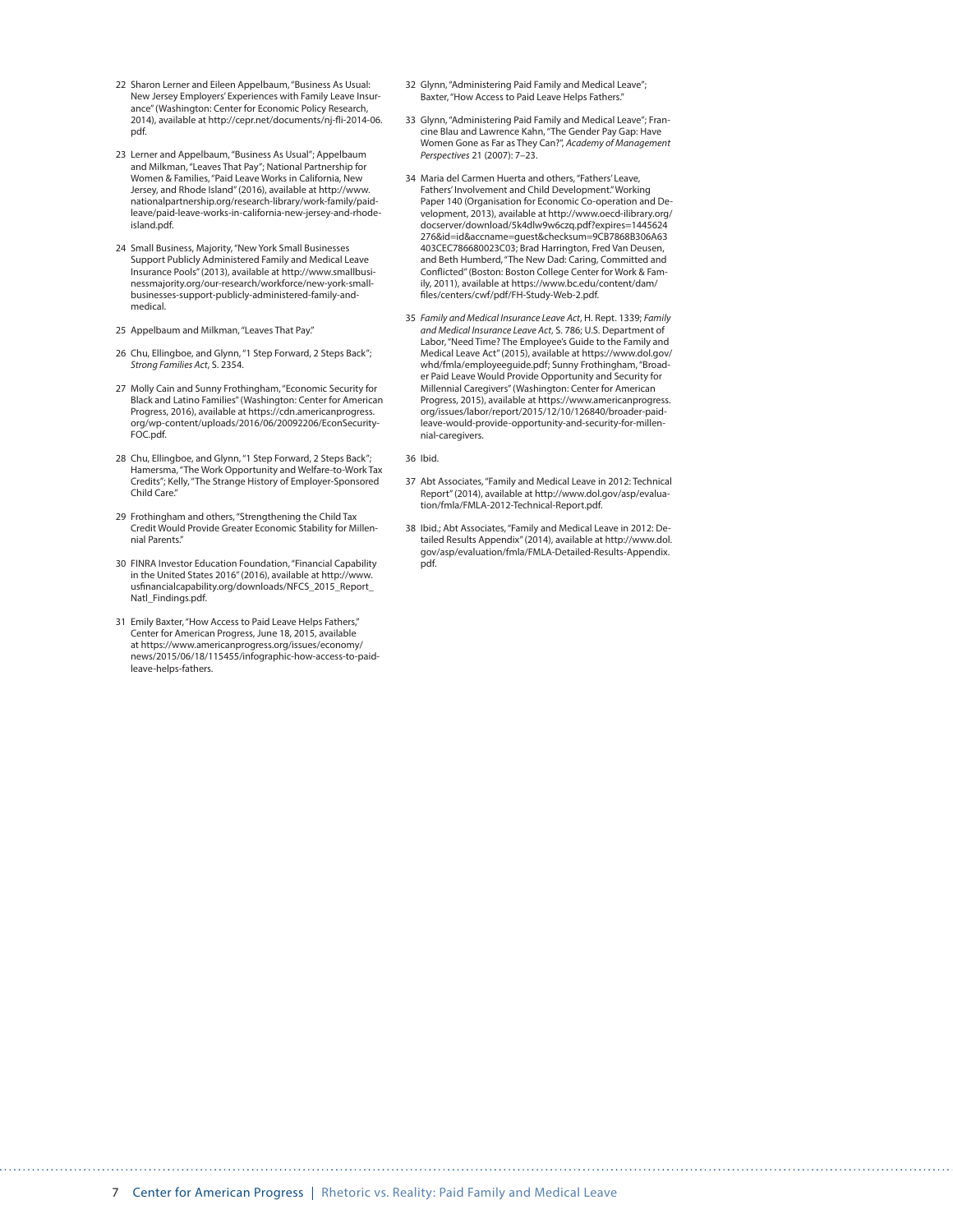22 Sharon Lerner and Eileen Appelbaum, "Business As Usual: New Jersey Employers' Experiences with Family Leave Insurance" (Washington: Center for Economic Policy Research, 2014), available at http://cepr.net/documents/nj-fli-2014-06.pdf.

23 Lerner and Appelbaum, "Business As Usual"; Appelbaum and Milkman, "Leaves That Pay"; National Partnership for Women & Families, "Paid Leave Works in California, New Jersey, and Rhode Island" (2016), available at http://www.nationalpartnership.org/research-library/work-family/paid-leave/paid-leave-works-in-california-new-jersey-and-rhode-island.pdf.

24 Small Business, Majority, "New York Small Businesses Support Publicly Administered Family and Medical Leave Insurance Pools" (2013), available at http://www.smallbusinessmajority.org/our-research/workforce/new-york-small-businesses-support-publicly-administered-family-and-medical.

25 Appelbaum and Milkman, "Leaves That Pay."

26 Chu, Ellingboe, and Glynn, "1 Step Forward, 2 Steps Back"; *Strong Families Act*, S. 2354.

27 Molly Cain and Sunny Frothingham, "Economic Security for Black and Latino Families" (Washington: Center for American Progress, 2016), available at https://cdn.americanprogress.org/wp-content/uploads/2016/06/20092206/EconSecurity-FOC.pdf.

28 Chu, Ellingboe, and Glynn, "1 Step Forward, 2 Steps Back"; Hamersma, "The Work Opportunity and Welfare-to-Work Tax Credits"; Kelly, "The Strange History of Employer-Sponsored Child Care."

29 Frothingham and others, "Strengthening the Child Tax Credit Would Provide Greater Economic Stability for Millennial Parents."

30 FINRA Investor Education Foundation, "Financial Capability in the United States 2016" (2016), available at http://www.usfinancialcapability.org/downloads/NFCS_2015_Report_Natl_Findings.pdf.

31 Emily Baxter, "How Access to Paid Leave Helps Fathers," Center for American Progress, June 18, 2015, available at https://www.americanprogress.org/issues/economy/news/2015/06/18/115455/infographic-how-access-to-paid-leave-helps-fathers.

32 Glynn, "Administering Paid Family and Medical Leave"; Baxter, "How Access to Paid Leave Helps Fathers."

33 Glynn, "Administering Paid Family and Medical Leave"; Francine Blau and Lawrence Kahn, "The Gender Pay Gap: Have Women Gone as Far as They Can?", *Academy of Management Perspectives* 21 (2007): 7–23.

34 Maria del Carmen Huerta and others, "Fathers' Leave, Fathers' Involvement and Child Development." Working Paper 140 (Organisation for Economic Co-operation and Development, 2013), available at http://www.oecd-ilibrary.org/docserver/download/5k4dlw9w6czq.pdf?expires=1445624276&id=id&accname=guest&checksum=9CB7868B306A63403CEC786680023C03; Brad Harrington, Fred Van Deusen, and Beth Humberd, "The New Dad: Caring, Committed and Conflicted" (Boston: Boston College Center for Work & Family, 2011), available at https://www.bc.edu/content/dam/files/centers/cwf/pdf/FH-Study-Web-2.pdf.

35 *Family and Medical Insurance Leave Act*, H. Rept. 1339; *Family and Medical Insurance Leave Act*, S. 786; U.S. Department of Labor, "Need Time? The Employee's Guide to the Family and Medical Leave Act" (2015), available at https://www.dol.gov/whd/fmla/employeeguide.pdf; Sunny Frothingham, "Broader Paid Leave Would Provide Opportunity and Security for Millennial Caregivers" (Washington: Center for American Progress, 2015), available at https://www.americanprogress.org/issues/labor/report/2015/12/10/126840/broader-paid-leave-would-provide-opportunity-and-security-for-millennial-caregivers.

36 Ibid.

37 Abt Associates, "Family and Medical Leave in 2012: Technical Report" (2014), available at http://www.dol.gov/asp/evaluation/fmla/FMLA-2012-Technical-Report.pdf.

38 Ibid.; Abt Associates, "Family and Medical Leave in 2012: Detailed Results Appendix" (2014), available at http://www.dol.gov/asp/evaluation/fmla/FMLA-Detailed-Results-Appendix.pdf.